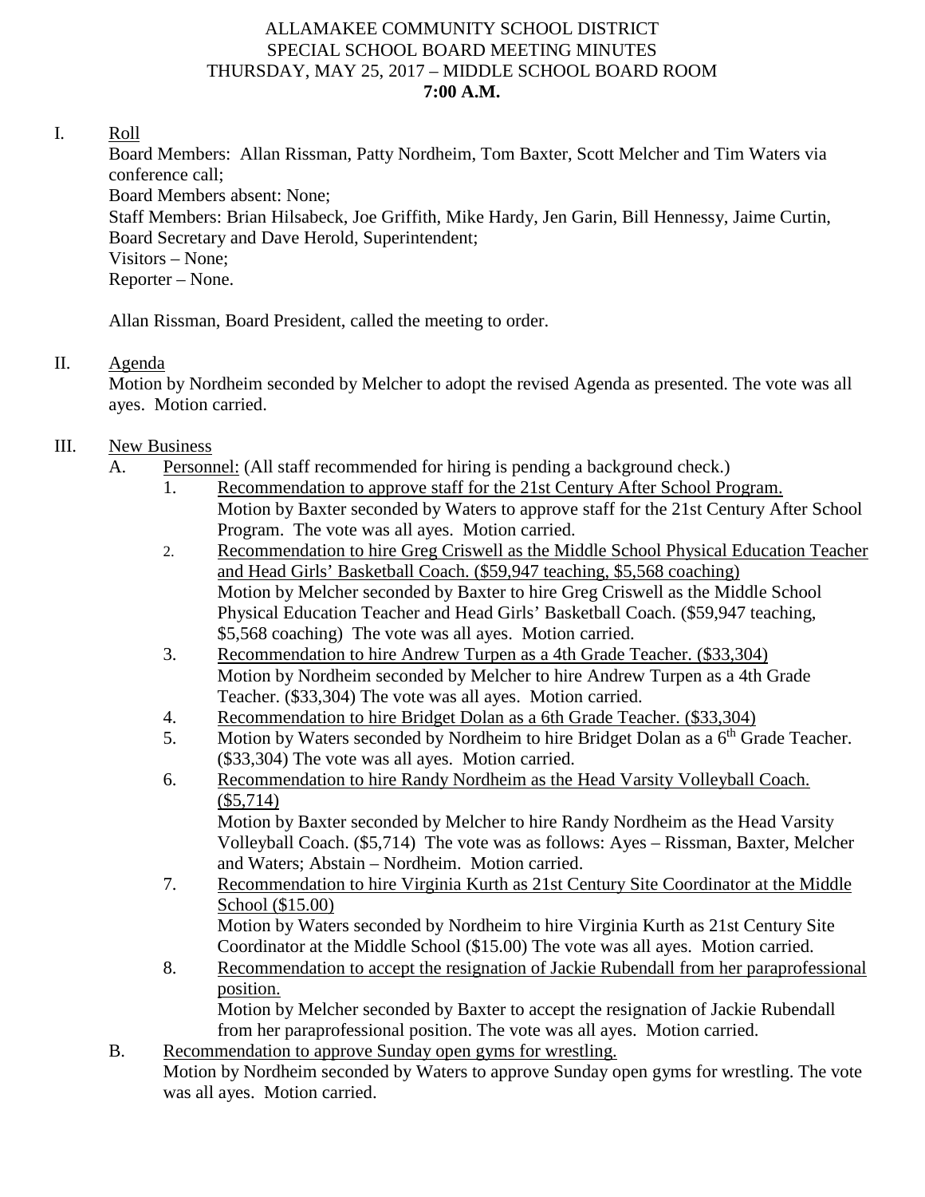# ALLAMAKEE COMMUNITY SCHOOL DISTRICT
## SPECIAL SCHOOL BOARD MEETING MINUTES
## THURSDAY, MAY 25, 2017 – MIDDLE SCHOOL BOARD ROOM
## 7:00 A.M.

I. Roll

Board Members: Allan Rissman, Patty Nordheim, Tom Baxter, Scott Melcher and Tim Waters via conference call;
Board Members absent: None;
Staff Members: Brian Hilsabeck, Joe Griffith, Mike Hardy, Jen Garin, Bill Hennessy, Jaime Curtin, Board Secretary and Dave Herold, Superintendent;
Visitors – None;
Reporter – None.

Allan Rissman, Board President, called the meeting to order.

II. Agenda

Motion by Nordheim seconded by Melcher to adopt the revised Agenda as presented. The vote was all ayes. Motion carried.

III. New Business

A. Personnel: (All staff recommended for hiring is pending a background check.)

1. Recommendation to approve staff for the 21st Century After School Program.
   Motion by Baxter seconded by Waters to approve staff for the 21st Century After School Program. The vote was all ayes. Motion carried.
2. Recommendation to hire Greg Criswell as the Middle School Physical Education Teacher and Head Girls' Basketball Coach. ($59,947 teaching, $5,568 coaching)
   Motion by Melcher seconded by Baxter to hire Greg Criswell as the Middle School Physical Education Teacher and Head Girls' Basketball Coach. ($59,947 teaching, $5,568 coaching) The vote was all ayes. Motion carried.
3. Recommendation to hire Andrew Turpen as a 4th Grade Teacher. ($33,304)
   Motion by Nordheim seconded by Melcher to hire Andrew Turpen as a 4th Grade Teacher. ($33,304) The vote was all ayes. Motion carried.
4. Recommendation to hire Bridget Dolan as a 6th Grade Teacher. ($33,304)
5. Motion by Waters seconded by Nordheim to hire Bridget Dolan as a 6th Grade Teacher. ($33,304) The vote was all ayes. Motion carried.
6. Recommendation to hire Randy Nordheim as the Head Varsity Volleyball Coach. ($5,714)
   Motion by Baxter seconded by Melcher to hire Randy Nordheim as the Head Varsity Volleyball Coach. ($5,714) The vote was as follows: Ayes – Rissman, Baxter, Melcher and Waters; Abstain – Nordheim. Motion carried.
7. Recommendation to hire Virginia Kurth as 21st Century Site Coordinator at the Middle School ($15.00)
   Motion by Waters seconded by Nordheim to hire Virginia Kurth as 21st Century Site Coordinator at the Middle School ($15.00) The vote was all ayes. Motion carried.
8. Recommendation to accept the resignation of Jackie Rubendall from her paraprofessional position.
   Motion by Melcher seconded by Baxter to accept the resignation of Jackie Rubendall from her paraprofessional position. The vote was all ayes. Motion carried.

B. Recommendation to approve Sunday open gyms for wrestling.
Motion by Nordheim seconded by Waters to approve Sunday open gyms for wrestling. The vote was all ayes. Motion carried.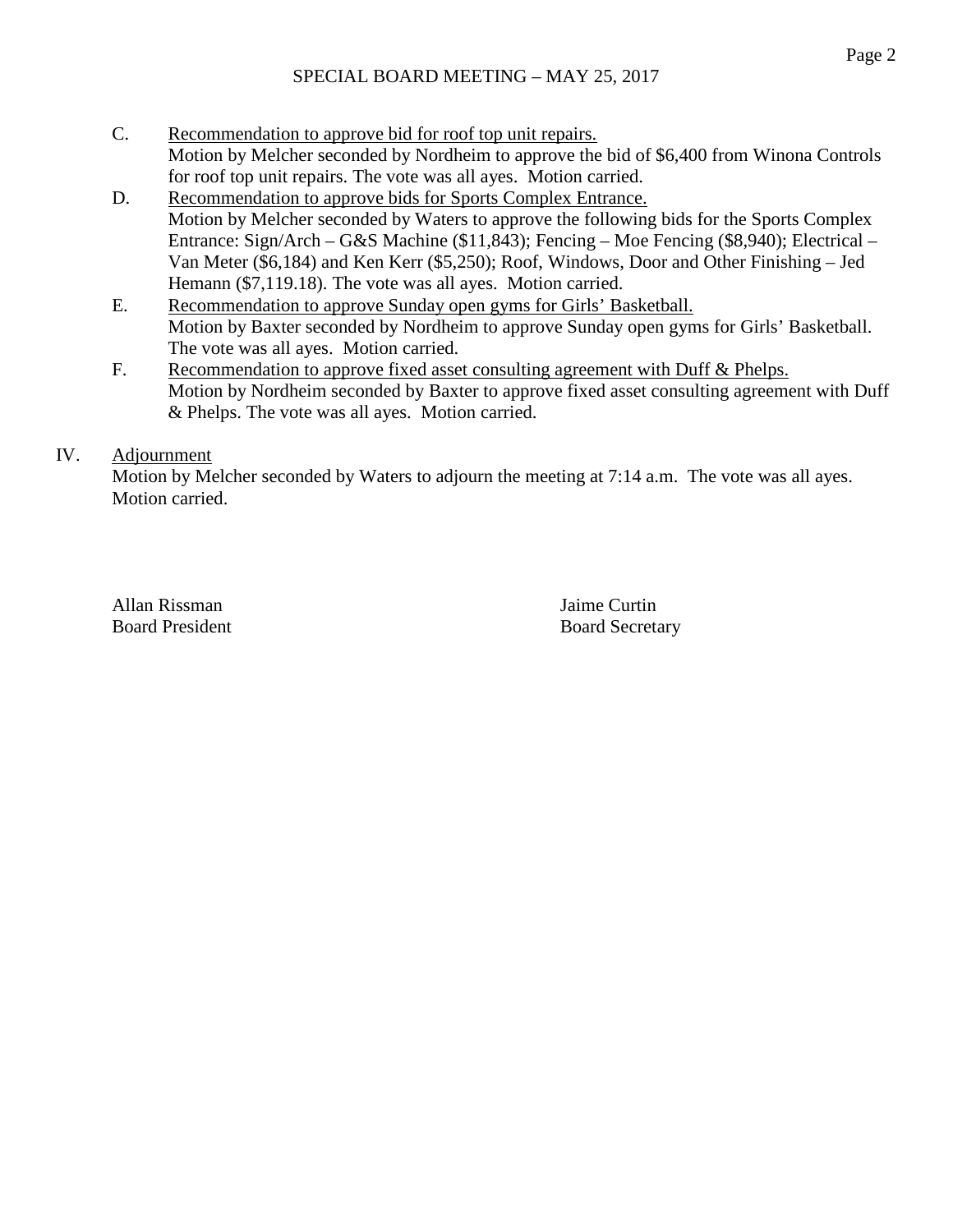C. Recommendation to approve bid for roof top unit repairs.
Motion by Melcher seconded by Nordheim to approve the bid of $6,400 from Winona Controls for roof top unit repairs. The vote was all ayes. Motion carried.

D. Recommendation to approve bids for Sports Complex Entrance.
Motion by Melcher seconded by Waters to approve the following bids for the Sports Complex Entrance: Sign/Arch – G&S Machine ($11,843); Fencing – Moe Fencing ($8,940); Electrical – Van Meter ($6,184) and Ken Kerr ($5,250); Roof, Windows, Door and Other Finishing – Jed Hemann ($7,119.18). The vote was all ayes. Motion carried.

E. Recommendation to approve Sunday open gyms for Girls' Basketball.
Motion by Baxter seconded by Nordheim to approve Sunday open gyms for Girls' Basketball. The vote was all ayes. Motion carried.

F. Recommendation to approve fixed asset consulting agreement with Duff & Phelps.
Motion by Nordheim seconded by Baxter to approve fixed asset consulting agreement with Duff & Phelps. The vote was all ayes. Motion carried.

IV. Adjournment
Motion by Melcher seconded by Waters to adjourn the meeting at 7:14 a.m. The vote was all ayes. Motion carried.

Allan Rissman
Board President

Jaime Curtin
Board Secretary